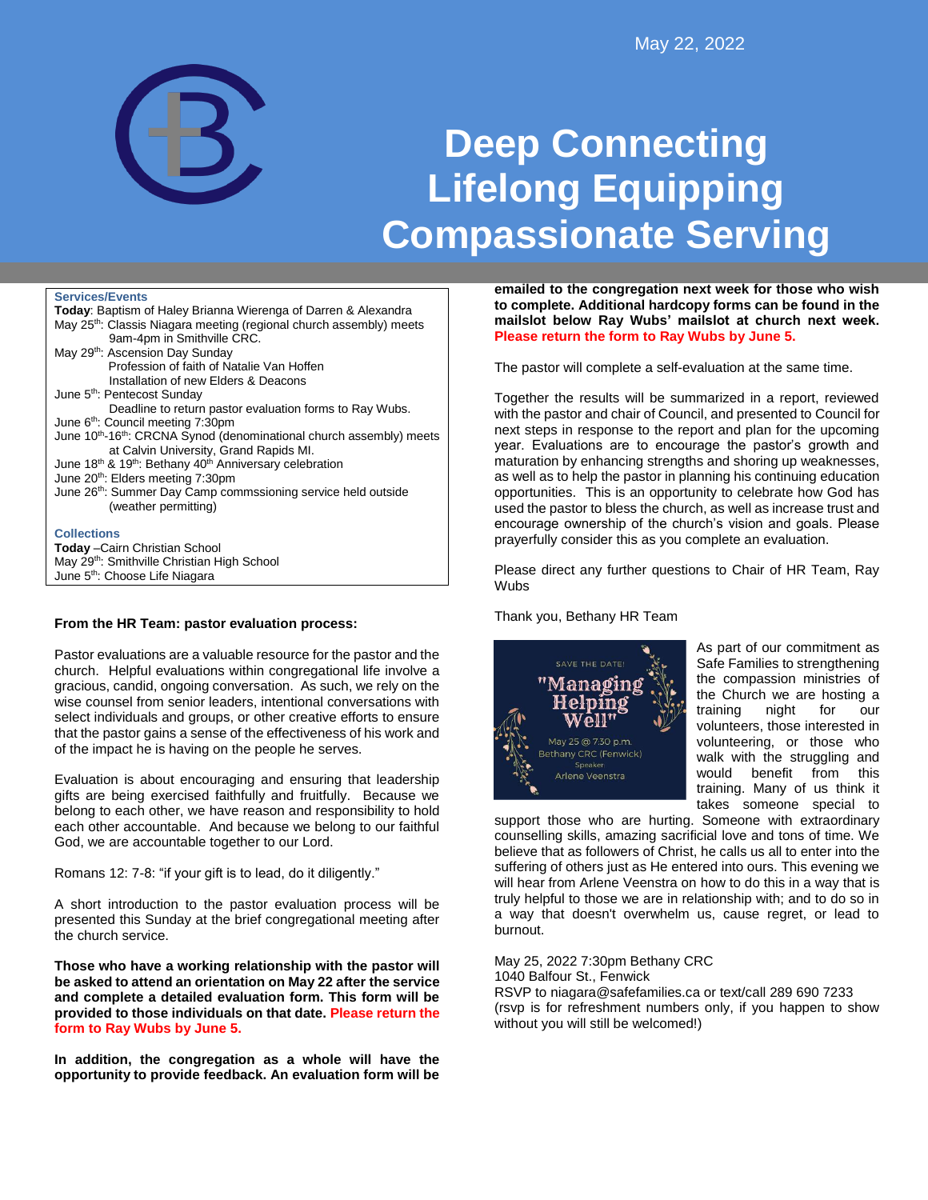May 22, 2022

# Deep Connecting
# Lifelong Equipping
# Compassionate Serving

### Services/Events

**Today**: Baptism of Haley Brianna Wierenga of Darren & Alexandra
May 25th: Classis Niagara meeting (regional church assembly) meets 9am-4pm in Smithville CRC.
May 29th: Ascension Day Sunday
Profession of faith of Natalie Van Hoffen
Installation of new Elders & Deacons
June 5th: Pentecost Sunday
Deadline to return pastor evaluation forms to Ray Wubs.
June 6th: Council meeting 7:30pm
June 10th-16th: CRCNA Synod (denominational church assembly) meets at Calvin University, Grand Rapids MI.
June 18th & 19th: Bethany 40th Anniversary celebration
June 20th: Elders meeting 7:30pm
June 26th: Summer Day Camp commssioning service held outside (weather permitting)

### Collections

**Today** –Cairn Christian School
May 29th: Smithville Christian High School
June 5th: Choose Life Niagara

### From the HR Team: pastor evaluation process:

Pastor evaluations are a valuable resource for the pastor and the church. Helpful evaluations within congregational life involve a gracious, candid, ongoing conversation. As such, we rely on the wise counsel from senior leaders, intentional conversations with select individuals and groups, or other creative efforts to ensure that the pastor gains a sense of the effectiveness of his work and of the impact he is having on the people he serves.

Evaluation is about encouraging and ensuring that leadership gifts are being exercised faithfully and fruitfully. Because we belong to each other, we have reason and responsibility to hold each other accountable. And because we belong to our faithful God, we are accountable together to our Lord.

Romans 12: 7-8: “if your gift is to lead, do it diligently.”

A short introduction to the pastor evaluation process will be presented this Sunday at the brief congregational meeting after the church service.

**Those who have a working relationship with the pastor will be asked to attend an orientation on May 22 after the service and complete a detailed evaluation form. This form will be provided to those individuals on that date. Please return the form to Ray Wubs by June 5.**

**In addition, the congregation as a whole will have the opportunity to provide feedback. An evaluation form will be emailed to the congregation next week for those who wish to complete. Additional hardcopy forms can be found in the mailslot below Ray Wubs' mailslot at church next week. Please return the form to Ray Wubs by June 5.**

The pastor will complete a self-evaluation at the same time.

Together the results will be summarized in a report, reviewed with the pastor and chair of Council, and presented to Council for next steps in response to the report and plan for the upcoming year. Evaluations are to encourage the pastor's growth and maturation by enhancing strengths and shoring up weaknesses, as well as to help the pastor in planning his continuing education opportunities. This is an opportunity to celebrate how God has used the pastor to bless the church, as well as increase trust and encourage ownership of the church's vision and goals. Please prayerfully consider this as you complete an evaluation.

Please direct any further questions to Chair of HR Team, Ray Wubs

Thank you, Bethany HR Team

SAVE THE DATE!
"Managing Helping Well"
May 25 @ 7:30 p.m.
Bethany CRC (Fenwick)
Speaker:
Arlene Veenstra

As part of our commitment as Safe Families to strengthening the compassion ministries of the Church we are hosting a training night for our volunteers, those interested in volunteering, or those who walk with the struggling and would benefit from this training. Many of us think it takes someone special to support those who are hurting. Someone with extraordinary counselling skills, amazing sacrificial love and tons of time. We believe that as followers of Christ, he calls us all to enter into the suffering of others just as He entered into ours. This evening we will hear from Arlene Veenstra on how to do this in a way that is truly helpful to those we are in relationship with; and to do so in a way that doesn't overwhelm us, cause regret, or lead to burnout.

May 25, 2022 7:30pm Bethany CRC
1040 Balfour St., Fenwick
RSVP to niagara@safefamilies.ca or text/call 289 690 7233
(rsvp is for refreshment numbers only, if you happen to show without you will still be welcomed!)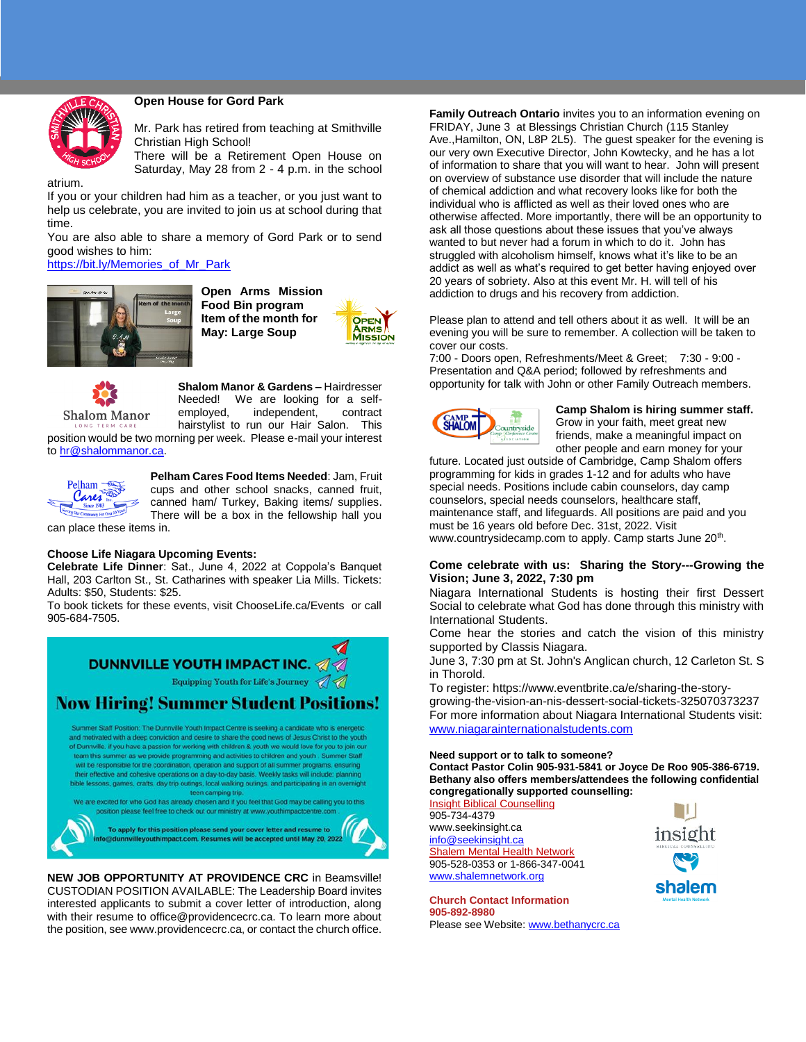## Open House for Gord Park

Mr. Park has retired from teaching at Smithville Christian High School!
There will be a Retirement Open House on Saturday, May 28 from 2 - 4 p.m. in the school atrium.
If you or your children had him as a teacher, or you just want to help us celebrate, you are invited to join us at school during that time.
You are also able to share a memory of Gord Park or to send good wishes to him:
https://bit.ly/Memories_of_Mr_Park

**Open Arms Mission Food Bin program Item of the month for May: Large Soup**

**Shalom Manor & Gardens –** Hairdresser Needed! We are looking for a self-employed, independent, contract hairstylist to run our Hair Salon. This position would be two morning per week. Please e-mail your interest to hr@shalommanor.ca.

**Pelham Cares Food Items Needed**: Jam, Fruit cups and other school snacks, canned fruit, canned ham/ Turkey, Baking items/ supplies. There will be a box in the fellowship hall you can place these items in.

**Choose Life Niagara Upcoming Events:**
**Celebrate Life Dinner**: Sat., June 4, 2022 at Coppola's Banquet Hall, 203 Carlton St., St. Catharines with speaker Lia Mills. Tickets: Adults: $50, Students: $25.
To book tickets for these events, visit ChooseLife.ca/Events or call 905-684-7505.

**DUNNVILLE YOUTH IMPACT INC.**
Equipping Youth for Life's Journey

**Now Hiring! Summer Student Positions!**

Summer Staff Position: The Dunnville Youth Impact Centre is seeking a candidate who is energetic and motivated with a deep conviction and desire to share the good news of Jesus Christ to the youth of Dunnville. If you have a passion for working with children & youth we would love for you to join our team this summer as we provide programming and activities to children and youth. Summer Staff will be responsible for the coordination, operation and support of all summer programs, ensuring their effective and cohesive operations on a day-to-day basis. Weekly tasks will include: planning bible lessons, games, crafts, day trip outings, local walking outings, and participating in an overnight teen camping trip.
We are excited for who God has already chosen and if you feel that God may be calling you to this position please feel free to check out our ministry at www.youthimpactcentre.com.

To apply for this position please send your cover letter and resume to info@dunnvilleyouthimpact.com. Resumes will be accepted until May 20, 2022

**NEW JOB OPPORTUNITY AT PROVIDENCE CRC** in Beamsville! CUSTODIAN POSITION AVAILABLE: The Leadership Board invites interested applicants to submit a cover letter of introduction, along with their resume to office@providencecrc.ca. To learn more about the position, see www.providencecrc.ca, or contact the church office.

**Family Outreach Ontario** invites you to an information evening on FRIDAY, June 3 at Blessings Christian Church (115 Stanley Ave.,Hamilton, ON, L8P 2L5). The guest speaker for the evening is our very own Executive Director, John Kowtecky, and he has a lot of information to share that you will want to hear. John will present on overview of substance use disorder that will include the nature of chemical addiction and what recovery looks like for both the individual who is afflicted as well as their loved ones who are otherwise affected. More importantly, there will be an opportunity to ask all those questions about these issues that you've always wanted to but never had a forum in which to do it. John has struggled with alcoholism himself, knows what it's like to be an addict as well as what's required to get better having enjoyed over 20 years of sobriety. Also at this event Mr. H. will tell of his addiction to drugs and his recovery from addiction.

Please plan to attend and tell others about it as well. It will be an evening you will be sure to remember. A collection will be taken to cover our costs.
7:00 - Doors open, Refreshments/Meet & Greet; 7:30 - 9:00 - Presentation and Q&A period; followed by refreshments and opportunity for talk with John or other Family Outreach members.

**Camp Shalom is hiring summer staff.** Grow in your faith, meet great new friends, make a meaningful impact on other people and earn money for your future. Located just outside of Cambridge, Camp Shalom offers programming for kids in grades 1-12 and for adults who have special needs. Positions include cabin counselors, day camp counselors, special needs counselors, healthcare staff, maintenance staff, and lifeguards. All positions are paid and you must be 16 years old before Dec. 31st, 2022. Visit www.countrysidecamp.com to apply. Camp starts June 20th.

**Come celebrate with us: Sharing the Story---Growing the Vision; June 3, 2022, 7:30 pm**
Niagara International Students is hosting their first Dessert Social to celebrate what God has done through this ministry with International Students.
Come hear the stories and catch the vision of this ministry supported by Classis Niagara.
June 3, 7:30 pm at St. John's Anglican church, 12 Carleton St. S in Thorold.
To register: https://www.eventbrite.ca/e/sharing-the-story-growing-the-vision-an-nis-dessert-social-tickets-325070373237
For more information about Niagara International Students visit: www.niagarainternationalstudents.com

**Need support or to talk to someone?**
**Contact Pastor Colin 905-931-5841 or Joyce De Roo 905-386-6719. Bethany also offers members/attendees the following confidential congregationally supported counselling:**
Insight Biblical Counselling
905-734-4379
www.seekinsight.ca
info@seekinsight.ca
Shalem Mental Health Network
905-528-0353 or 1-866-347-0041
www.shalemnetwork.org

**Church Contact Information**
**905-892-8980**
Please see Website: www.bethanycrc.ca